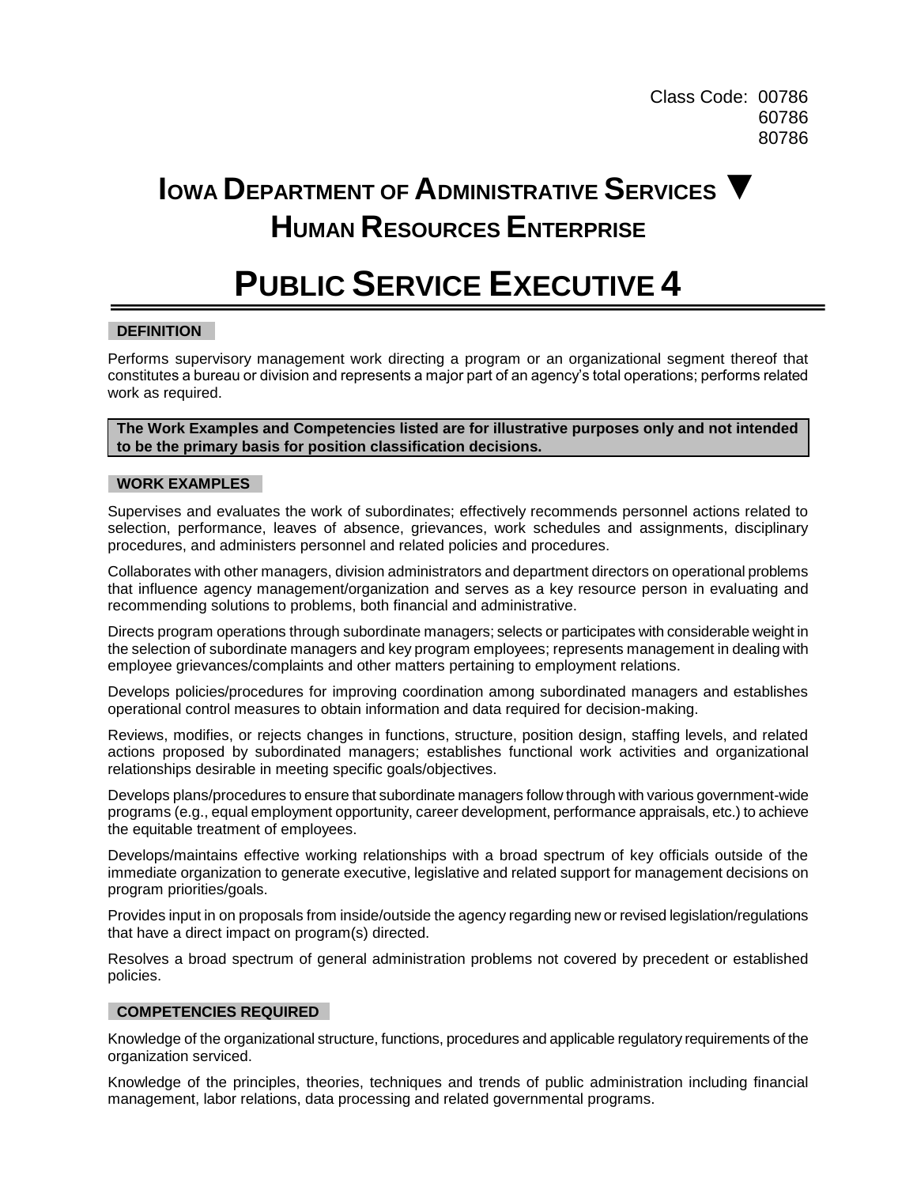Class Code: 00786
60786
80786

# IOWA DEPARTMENT OF ADMINISTRATIVE SERVICES ▼ HUMAN RESOURCES ENTERPRISE

# PUBLIC SERVICE EXECUTIVE 4

## DEFINITION

Performs supervisory management work directing a program or an organizational segment thereof that constitutes a bureau or division and represents a major part of an agency's total operations; performs related work as required.

**The Work Examples and Competencies listed are for illustrative purposes only and not intended to be the primary basis for position classification decisions.**

## WORK EXAMPLES

Supervises and evaluates the work of subordinates; effectively recommends personnel actions related to selection, performance, leaves of absence, grievances, work schedules and assignments, disciplinary procedures, and administers personnel and related policies and procedures.

Collaborates with other managers, division administrators and department directors on operational problems that influence agency management/organization and serves as a key resource person in evaluating and recommending solutions to problems, both financial and administrative.

Directs program operations through subordinate managers; selects or participates with considerable weight in the selection of subordinate managers and key program employees; represents management in dealing with employee grievances/complaints and other matters pertaining to employment relations.

Develops policies/procedures for improving coordination among subordinated managers and establishes operational control measures to obtain information and data required for decision-making.

Reviews, modifies, or rejects changes in functions, structure, position design, staffing levels, and related actions proposed by subordinated managers; establishes functional work activities and organizational relationships desirable in meeting specific goals/objectives.

Develops plans/procedures to ensure that subordinate managers follow through with various government-wide programs (e.g., equal employment opportunity, career development, performance appraisals, etc.) to achieve the equitable treatment of employees.

Develops/maintains effective working relationships with a broad spectrum of key officials outside of the immediate organization to generate executive, legislative and related support for management decisions on program priorities/goals.

Provides input in on proposals from inside/outside the agency regarding new or revised legislation/regulations that have a direct impact on program(s) directed.

Resolves a broad spectrum of general administration problems not covered by precedent or established policies.

## COMPETENCIES REQUIRED

Knowledge of the organizational structure, functions, procedures and applicable regulatory requirements of the organization serviced.

Knowledge of the principles, theories, techniques and trends of public administration including financial management, labor relations, data processing and related governmental programs.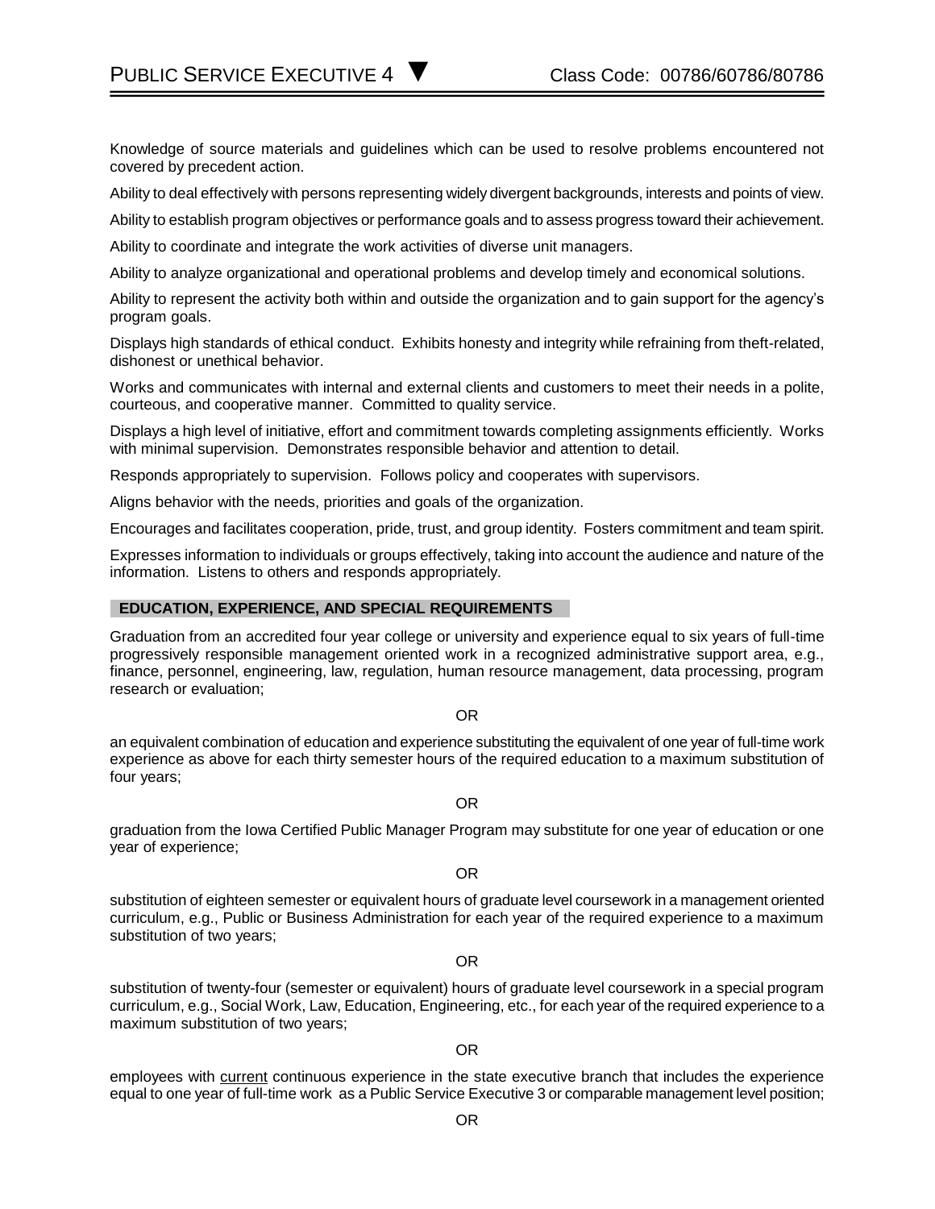Knowledge of source materials and guidelines which can be used to resolve problems encountered not covered by precedent action.

Ability to deal effectively with persons representing widely divergent backgrounds, interests and points of view.

Ability to establish program objectives or performance goals and to assess progress toward their achievement.

Ability to coordinate and integrate the work activities of diverse unit managers.

Ability to analyze organizational and operational problems and develop timely and economical solutions.

Ability to represent the activity both within and outside the organization and to gain support for the agency's program goals.

Displays high standards of ethical conduct. Exhibits honesty and integrity while refraining from theft-related, dishonest or unethical behavior.

Works and communicates with internal and external clients and customers to meet their needs in a polite, courteous, and cooperative manner. Committed to quality service.

Displays a high level of initiative, effort and commitment towards completing assignments efficiently. Works with minimal supervision. Demonstrates responsible behavior and attention to detail.

Responds appropriately to supervision. Follows policy and cooperates with supervisors.

Aligns behavior with the needs, priorities and goals of the organization.

Encourages and facilitates cooperation, pride, trust, and group identity. Fosters commitment and team spirit.

Expresses information to individuals or groups effectively, taking into account the audience and nature of the information. Listens to others and responds appropriately.

## EDUCATION, EXPERIENCE, AND SPECIAL REQUIREMENTS

Graduation from an accredited four year college or university and experience equal to six years of full-time progressively responsible management oriented work in a recognized administrative support area, e.g., finance, personnel, engineering, law, regulation, human resource management, data processing, program research or evaluation;

OR

an equivalent combination of education and experience substituting the equivalent of one year of full-time work experience as above for each thirty semester hours of the required education to a maximum substitution of four years;

OR

graduation from the Iowa Certified Public Manager Program may substitute for one year of education or one year of experience;

OR

substitution of eighteen semester or equivalent hours of graduate level coursework in a management oriented curriculum, e.g., Public or Business Administration for each year of the required experience to a maximum substitution of two years;

OR

substitution of twenty-four (semester or equivalent) hours of graduate level coursework in a special program curriculum, e.g., Social Work, Law, Education, Engineering, etc., for each year of the required experience to a maximum substitution of two years;

OR

employees with <u>current</u> continuous experience in the state executive branch that includes the experience equal to one year of full-time work as a Public Service Executive 3 or comparable management level position;

OR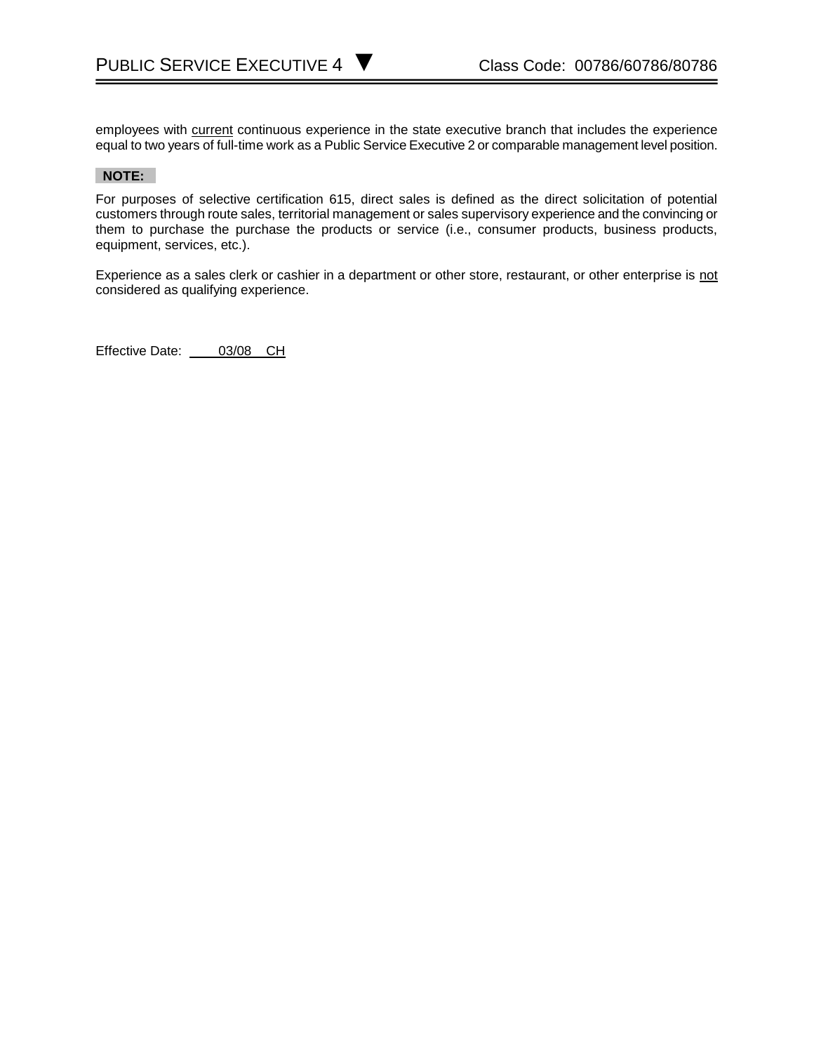employees with current continuous experience in the state executive branch that includes the experience equal to two years of full-time work as a Public Service Executive 2 or comparable management level position.

**NOTE:**

For purposes of selective certification 615, direct sales is defined as the direct solicitation of potential customers through route sales, territorial management or sales supervisory experience and the convincing or them to purchase the purchase the products or service (i.e., consumer products, business products, equipment, services, etc.).

Experience as a sales clerk or cashier in a department or other store, restaurant, or other enterprise is not considered as qualifying experience.

Effective Date: 03/08 CH